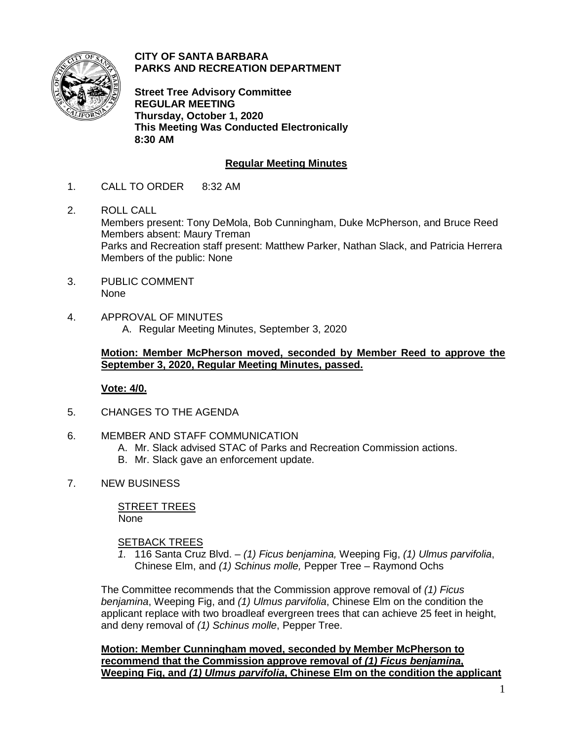**CITY OF SANTA BARBARA**
**PARKS AND RECREATION DEPARTMENT**

**Street Tree Advisory Committee**
**REGULAR MEETING**
**Thursday, October 1, 2020**
**This Meeting Was Conducted Electronically**
**8:30 AM**

## Regular Meeting Minutes

1. CALL TO ORDER 8:32 AM

2. ROLL CALL
   Members present: Tony DeMola, Bob Cunningham, Duke McPherson, and Bruce Reed
   Members absent: Maury Treman
   Parks and Recreation staff present: Matthew Parker, Nathan Slack, and Patricia Herrera
   Members of the public: None

3. PUBLIC COMMENT
   None

4. APPROVAL OF MINUTES
   A. Regular Meeting Minutes, September 3, 2020

   **Motion: Member McPherson moved, seconded by Member Reed to approve the September 3, 2020, Regular Meeting Minutes, passed.**

   **Vote: 4/0.**

5. CHANGES TO THE AGENDA

6. MEMBER AND STAFF COMMUNICATION
   A. Mr. Slack advised STAC of Parks and Recreation Commission actions.
   B. Mr. Slack gave an enforcement update.

7. NEW BUSINESS

   STREET TREES
   None

   SETBACK TREES
   *1.* 116 Santa Cruz Blvd. – *(1) Ficus benjamina,* Weeping Fig, *(1) Ulmus parvifolia*, Chinese Elm, and *(1) Schinus molle,* Pepper Tree – Raymond Ochs

   The Committee recommends that the Commission approve removal of *(1) Ficus benjamina*, Weeping Fig, and *(1) Ulmus parvifolia*, Chinese Elm on the condition the applicant replace with two broadleaf evergreen trees that can achieve 25 feet in height, and deny removal of *(1) Schinus molle*, Pepper Tree.

   **Motion: Member Cunningham moved, seconded by Member McPherson to recommend that the Commission approve removal of *(1) Ficus benjamina*, Weeping Fig, and *(1) Ulmus parvifolia*, Chinese Elm on the condition the applicant**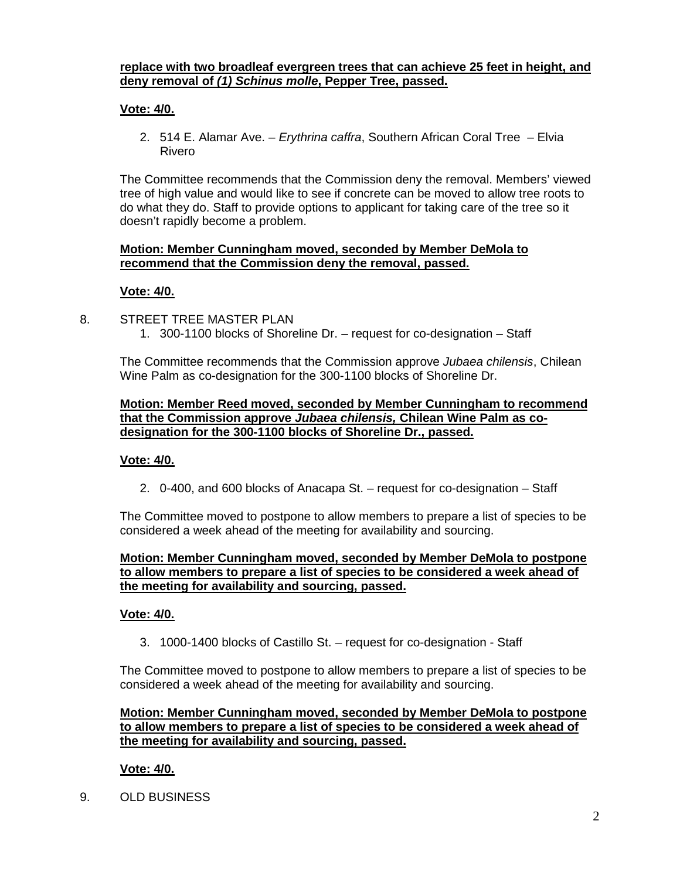**replace with two broadleaf evergreen trees that can achieve 25 feet in height, and deny removal of *(1) Schinus molle*, Pepper Tree, passed.**

**Vote: 4/0.**

2. 514 E. Alamar Ave. – *Erythrina caffra*, Southern African Coral Tree – Elvia Rivero

The Committee recommends that the Commission deny the removal. Members' viewed tree of high value and would like to see if concrete can be moved to allow tree roots to do what they do. Staff to provide options to applicant for taking care of the tree so it doesn't rapidly become a problem.

**Motion: Member Cunningham moved, seconded by Member DeMola to recommend that the Commission deny the removal, passed.**

**Vote: 4/0.**

8. STREET TREE MASTER PLAN
   1. 300-1100 blocks of Shoreline Dr. – request for co-designation – Staff

The Committee recommends that the Commission approve *Jubaea chilensis*, Chilean Wine Palm as co-designation for the 300-1100 blocks of Shoreline Dr.

**Motion: Member Reed moved, seconded by Member Cunningham to recommend that the Commission approve *Jubaea chilensis,* Chilean Wine Palm as co-designation for the 300-1100 blocks of Shoreline Dr., passed.**

**Vote: 4/0.**

2. 0-400, and 600 blocks of Anacapa St. – request for co-designation – Staff

The Committee moved to postpone to allow members to prepare a list of species to be considered a week ahead of the meeting for availability and sourcing.

**Motion: Member Cunningham moved, seconded by Member DeMola to postpone to allow members to prepare a list of species to be considered a week ahead of the meeting for availability and sourcing, passed.**

**Vote: 4/0.**

3. 1000-1400 blocks of Castillo St. – request for co-designation - Staff

The Committee moved to postpone to allow members to prepare a list of species to be considered a week ahead of the meeting for availability and sourcing.

**Motion: Member Cunningham moved, seconded by Member DeMola to postpone to allow members to prepare a list of species to be considered a week ahead of the meeting for availability and sourcing, passed.**

**Vote: 4/0.**

9. OLD BUSINESS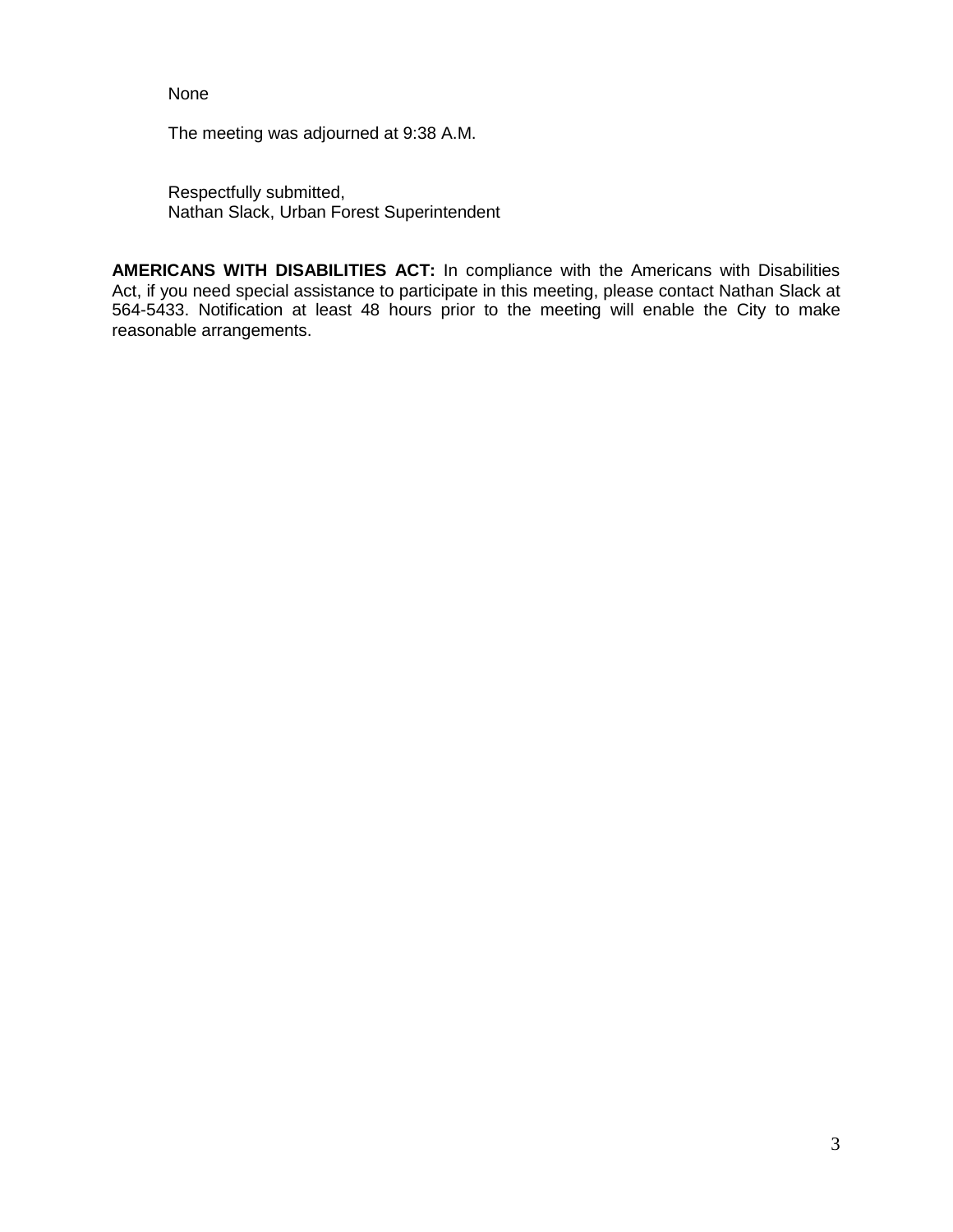None

The meeting was adjourned at 9:38 A.M.

Respectfully submitted,
Nathan Slack, Urban Forest Superintendent

**AMERICANS WITH DISABILITIES ACT:** In compliance with the Americans with Disabilities Act, if you need special assistance to participate in this meeting, please contact Nathan Slack at 564-5433. Notification at least 48 hours prior to the meeting will enable the City to make reasonable arrangements.